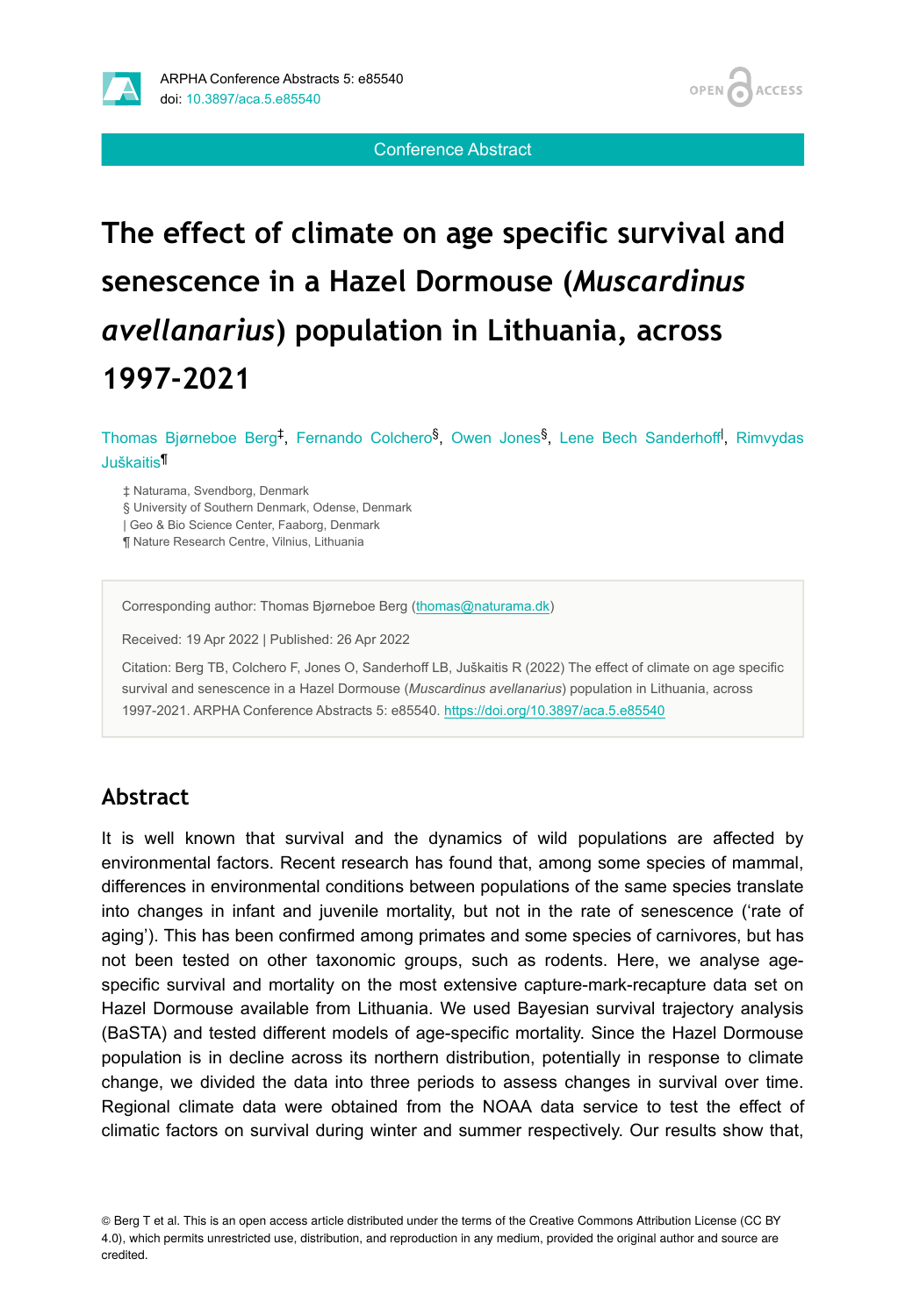Conference Abstract

# The effect of climate on age specific survival and senescence in a Hazel Dormouse (*Muscardinus avellanarius*) population in Lithuania, across 1997-2021

Thomas Bjørneboe Berg[‡], Fernando Colchero[§], Owen Jones[§], Lene Bech Sanderhoff[|], Rimvydas Juškaitis[¶]

‡ Naturama, Svendborg, Denmark
§ University of Southern Denmark, Odense, Denmark
| Geo & Bio Science Center, Faaborg, Denmark
¶ Nature Research Centre, Vilnius, Lithuania

Corresponding author: Thomas Bjørneboe Berg (thomas@naturama.dk)

Received: 19 Apr 2022 | Published: 26 Apr 2022

Citation: Berg TB, Colchero F, Jones O, Sanderhoff LB, Juškaitis R (2022) The effect of climate on age specific survival and senescence in a Hazel Dormouse (*Muscardinus avellanarius*) population in Lithuania, across 1997-2021. ARPHA Conference Abstracts 5: e85540. https://doi.org/10.3897/aca.5.e85540

## Abstract

It is well known that survival and the dynamics of wild populations are affected by environmental factors. Recent research has found that, among some species of mammal, differences in environmental conditions between populations of the same species translate into changes in infant and juvenile mortality, but not in the rate of senescence ('rate of aging'). This has been confirmed among primates and some species of carnivores, but has not been tested on other taxonomic groups, such as rodents. Here, we analyse age-specific survival and mortality on the most extensive capture-mark-recapture data set on Hazel Dormouse available from Lithuania. We used Bayesian survival trajectory analysis (BaSTA) and tested different models of age-specific mortality. Since the Hazel Dormouse population is in decline across its northern distribution, potentially in response to climate change, we divided the data into three periods to assess changes in survival over time. Regional climate data were obtained from the NOAA data service to test the effect of climatic factors on survival during winter and summer respectively. Our results show that,

© Berg T et al. This is an open access article distributed under the terms of the Creative Commons Attribution License (CC BY 4.0), which permits unrestricted use, distribution, and reproduction in any medium, provided the original author and source are credited.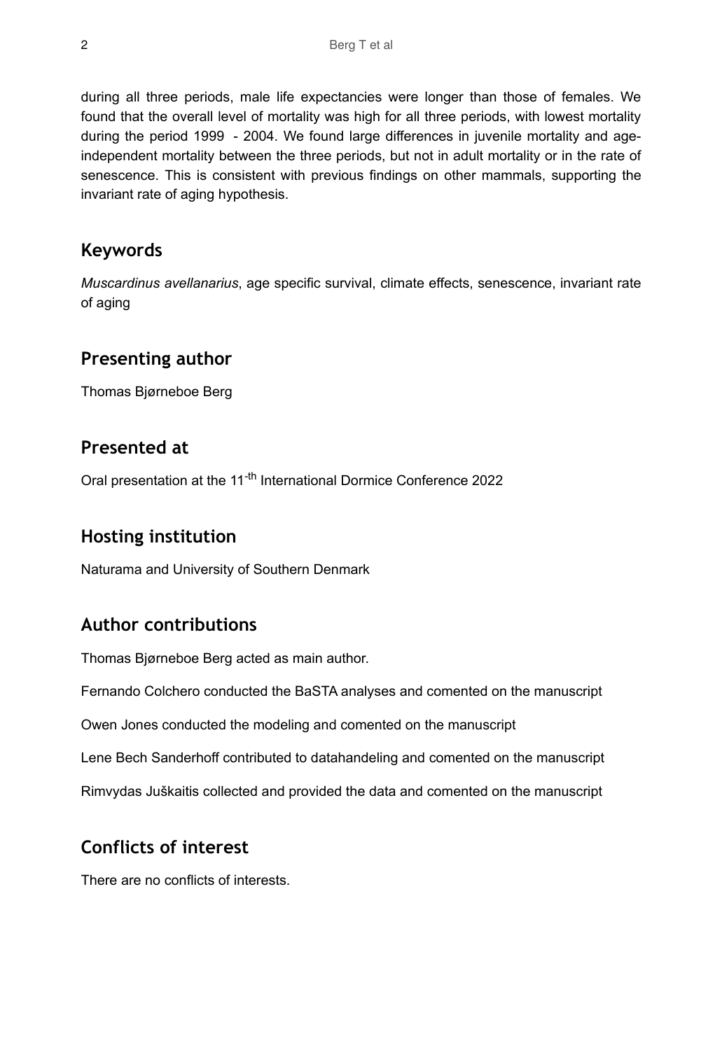during all three periods, male life expectancies were longer than those of females. We found that the overall level of mortality was high for all three periods, with lowest mortality during the period 1999 - 2004. We found large differences in juvenile mortality and age-independent mortality between the three periods, but not in adult mortality or in the rate of senescence. This is consistent with previous findings on other mammals, supporting the invariant rate of aging hypothesis.

## Keywords

*Muscardinus avellanarius*, age specific survival, climate effects, senescence, invariant rate of aging

## Presenting author

Thomas Bjørneboe Berg

## Presented at

Oral presentation at the 11-th International Dormice Conference 2022

## Hosting institution

Naturama and University of Southern Denmark

## Author contributions

Thomas Bjørneboe Berg acted as main author.

Fernando Colchero conducted the BaSTA analyses and comented on the manuscript

Owen Jones conducted the modeling and comented on the manuscript

Lene Bech Sanderhoff contributed to datahandeling and comented on the manuscript

Rimvydas Juškaitis collected and provided the data and comented on the manuscript

## Conflicts of interest

There are no conflicts of interests.